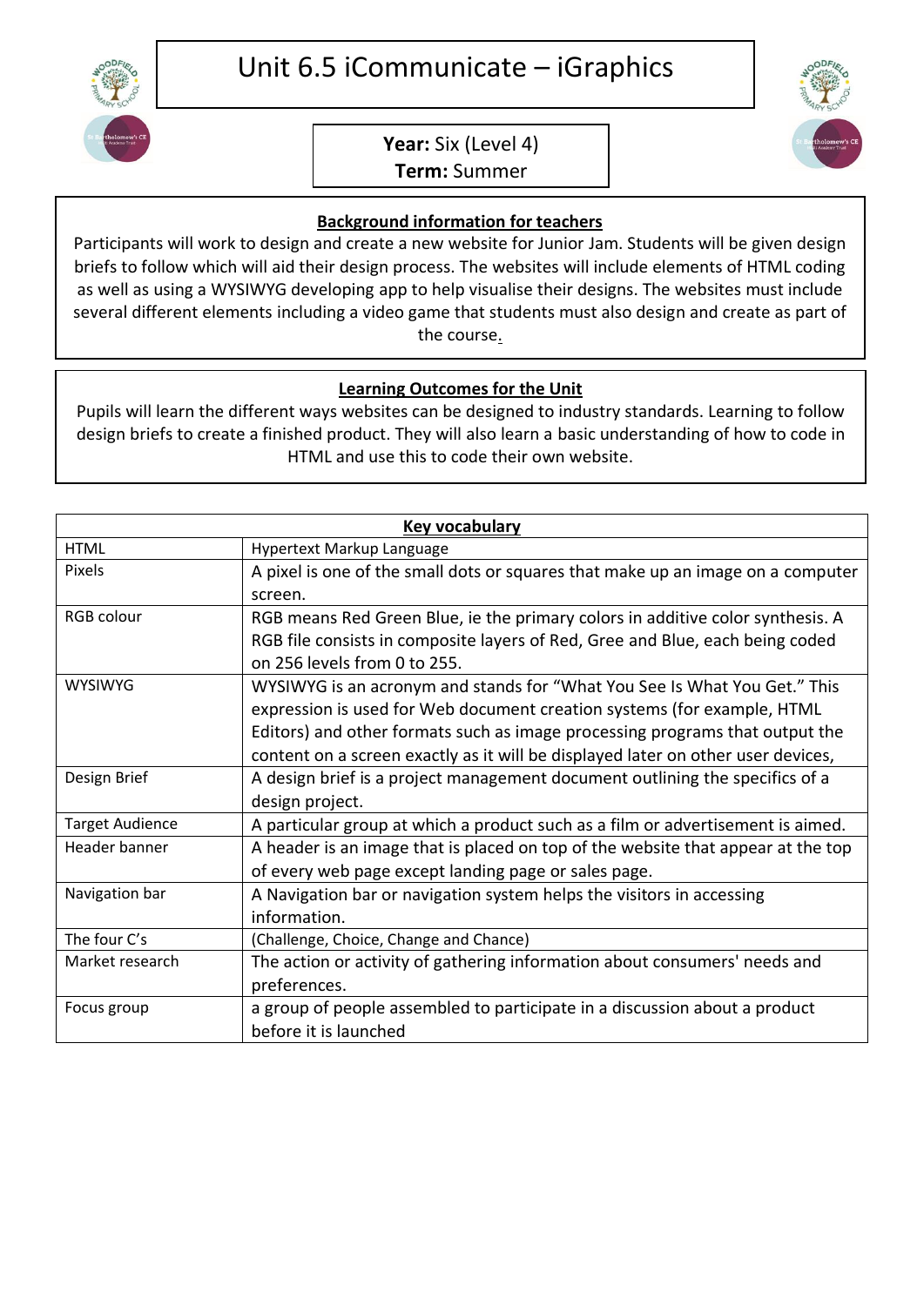# Unit 6.5 iCommunicate – iGraphics

**Year:** Six (Level 4)
**Term:** Summer

## Background information for teachers

Participants will work to design and create a new website for Junior Jam. Students will be given design briefs to follow which will aid their design process. The websites will include elements of HTML coding as well as using a WYSIWYG developing app to help visualise their designs. The websites must include several different elements including a video game that students must also design and create as part of the course.

## Learning Outcomes for the Unit

Pupils will learn the different ways websites can be designed to industry standards. Learning to follow design briefs to create a finished product. They will also learn a basic understanding of how to code in HTML and use this to code their own website.

| **Key vocabulary** | |
|---|---|
| HTML | Hypertext Markup Language |
| Pixels | A pixel is one of the small dots or squares that make up an image on a computer screen. |
| RGB colour | RGB means Red Green Blue, ie the primary colors in additive color synthesis. A RGB file consists in composite layers of Red, Gree and Blue, each being coded on 256 levels from 0 to 255. |
| WYSIWYG | WYSIWYG is an acronym and stands for "What You See Is What You Get." This expression is used for Web document creation systems (for example, HTML Editors) and other formats such as image processing programs that output the content on a screen exactly as it will be displayed later on other user devices, |
| Design Brief | A design brief is a project management document outlining the specifics of a design project. |
| Target Audience | A particular group at which a product such as a film or advertisement is aimed. |
| Header banner | A header is an image that is placed on top of the website that appear at the top of every web page except landing page or sales page. |
| Navigation bar | A Navigation bar or navigation system helps the visitors in accessing information. |
| The four C's | (Challenge, Choice, Change and Chance) |
| Market research | The action or activity of gathering information about consumers' needs and preferences. |
| Focus group | a group of people assembled to participate in a discussion about a product before it is launched |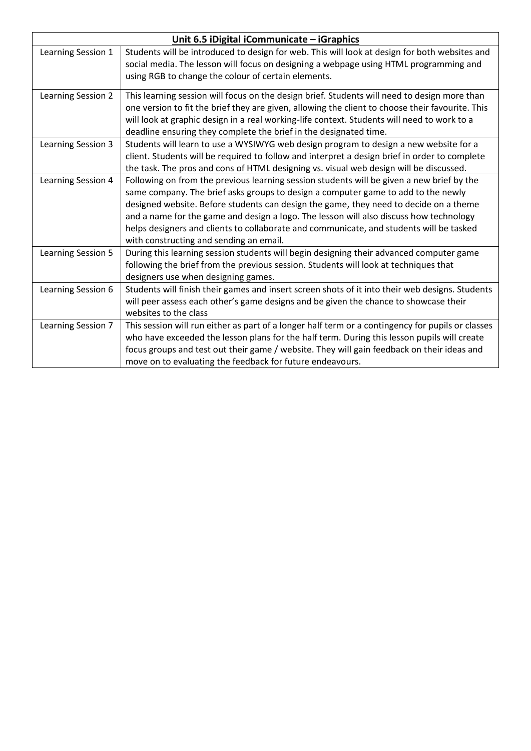| Unit 6.5 iDigital iCommunicate – iGraphics | |
|---|---|
| Learning Session 1 | Students will be introduced to design for web. This will look at design for both websites and social media. The lesson will focus on designing a webpage using HTML programming and using RGB to change the colour of certain elements. |
| Learning Session 2 | This learning session will focus on the design brief. Students will need to design more than one version to fit the brief they are given, allowing the client to choose their favourite. This will look at graphic design in a real working-life context. Students will need to work to a deadline ensuring they complete the brief in the designated time. |
| Learning Session 3 | Students will learn to use a WYSIWYG web design program to design a new website for a client. Students will be required to follow and interpret a design brief in order to complete the task. The pros and cons of HTML designing vs. visual web design will be discussed. |
| Learning Session 4 | Following on from the previous learning session students will be given a new brief by the same company. The brief asks groups to design a computer game to add to the newly designed website. Before students can design the game, they need to decide on a theme and a name for the game and design a logo. The lesson will also discuss how technology helps designers and clients to collaborate and communicate, and students will be tasked with constructing and sending an email. |
| Learning Session 5 | During this learning session students will begin designing their advanced computer game following the brief from the previous session. Students will look at techniques that designers use when designing games. |
| Learning Session 6 | Students will finish their games and insert screen shots of it into their web designs. Students will peer assess each other's game designs and be given the chance to showcase their websites to the class |
| Learning Session 7 | This session will run either as part of a longer half term or a contingency for pupils or classes who have exceeded the lesson plans for the half term. During this lesson pupils will create focus groups and test out their game / website. They will gain feedback on their ideas and move on to evaluating the feedback for future endeavours. |